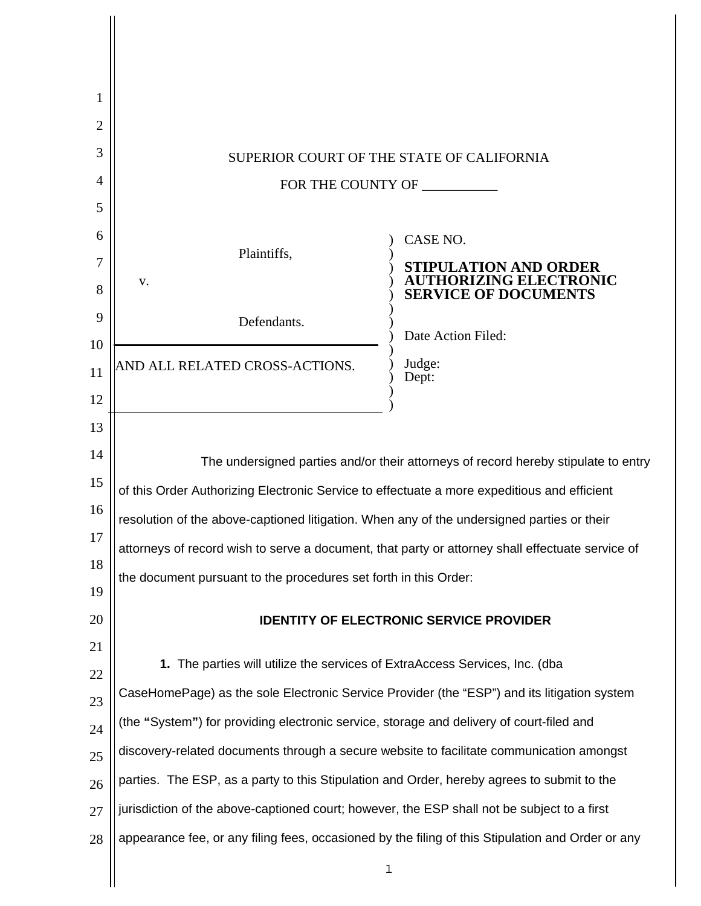SUPERIOR COURT OF THE STATE OF CALIFORNIA

FOR THE COUNTY OF ___________

| | |
|---|---|
| Plaintiffs, | CASE NO. |
| v. | **STIPULATION AND ORDER AUTHORIZING ELECTRONIC SERVICE OF DOCUMENTS** |
| Defendants. | Date Action Filed: |
| AND ALL RELATED CROSS-ACTIONS. | Judge: Dept: |

The undersigned parties and/or their attorneys of record hereby stipulate to entry of this Order Authorizing Electronic Service to effectuate a more expeditious and efficient resolution of the above-captioned litigation. When any of the undersigned parties or their attorneys of record wish to serve a document, that party or attorney shall effectuate service of the document pursuant to the procedures set forth in this Order:

**IDENTITY OF ELECTRONIC SERVICE PROVIDER**

**1.** The parties will utilize the services of ExtraAccess Services, Inc. (dba CaseHomePage) as the sole Electronic Service Provider (the "ESP") and its litigation system (the **"**System**"**) for providing electronic service, storage and delivery of court-filed and discovery-related documents through a secure website to facilitate communication amongst parties. The ESP, as a party to this Stipulation and Order, hereby agrees to submit to the jurisdiction of the above-captioned court; however, the ESP shall not be subject to a first appearance fee, or any filing fees, occasioned by the filing of this Stipulation and Order or any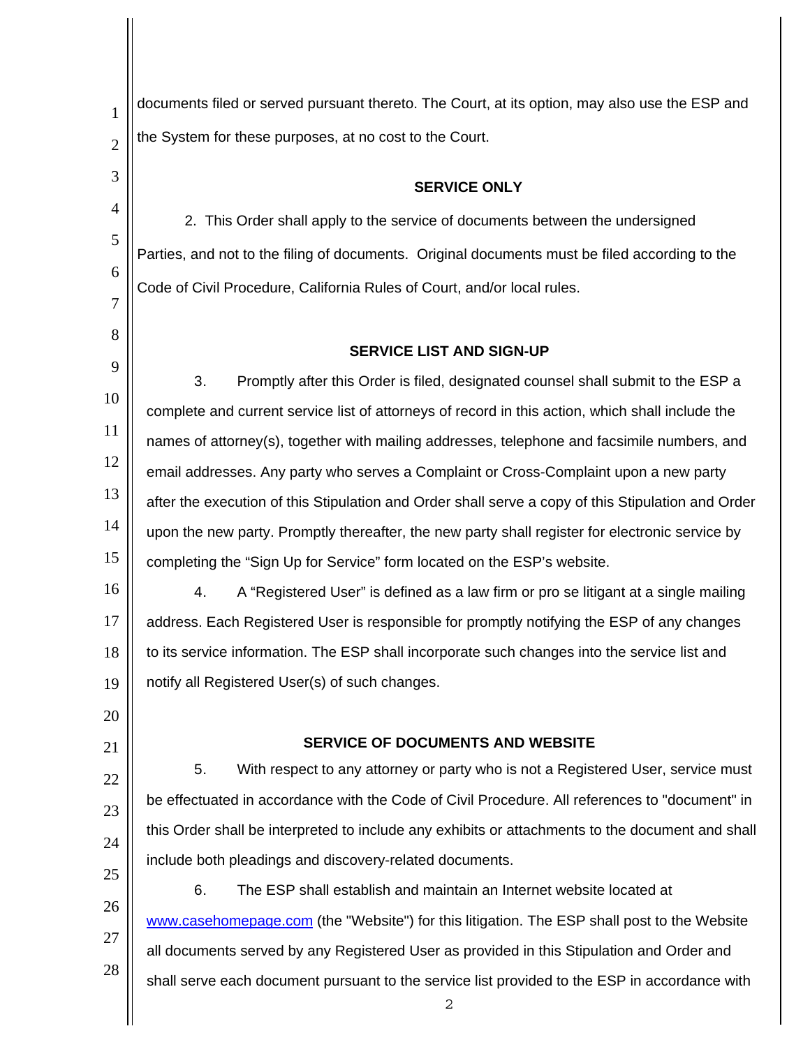documents filed or served pursuant thereto. The Court, at its option, may also use the ESP and the System for these purposes, at no cost to the Court.

**SERVICE ONLY**

2. This Order shall apply to the service of documents between the undersigned Parties, and not to the filing of documents. Original documents must be filed according to the Code of Civil Procedure, California Rules of Court, and/or local rules.

**SERVICE LIST AND SIGN-UP**

3. Promptly after this Order is filed, designated counsel shall submit to the ESP a complete and current service list of attorneys of record in this action, which shall include the names of attorney(s), together with mailing addresses, telephone and facsimile numbers, and email addresses. Any party who serves a Complaint or Cross-Complaint upon a new party after the execution of this Stipulation and Order shall serve a copy of this Stipulation and Order upon the new party. Promptly thereafter, the new party shall register for electronic service by completing the "Sign Up for Service" form located on the ESP's website.

4. A "Registered User" is defined as a law firm or pro se litigant at a single mailing address. Each Registered User is responsible for promptly notifying the ESP of any changes to its service information. The ESP shall incorporate such changes into the service list and notify all Registered User(s) of such changes.

**SERVICE OF DOCUMENTS AND WEBSITE**

5. With respect to any attorney or party who is not a Registered User, service must be effectuated in accordance with the Code of Civil Procedure. All references to "document" in this Order shall be interpreted to include any exhibits or attachments to the document and shall include both pleadings and discovery-related documents.

6. The ESP shall establish and maintain an Internet website located at www.casehomepage.com (the "Website") for this litigation. The ESP shall post to the Website all documents served by any Registered User as provided in this Stipulation and Order and shall serve each document pursuant to the service list provided to the ESP in accordance with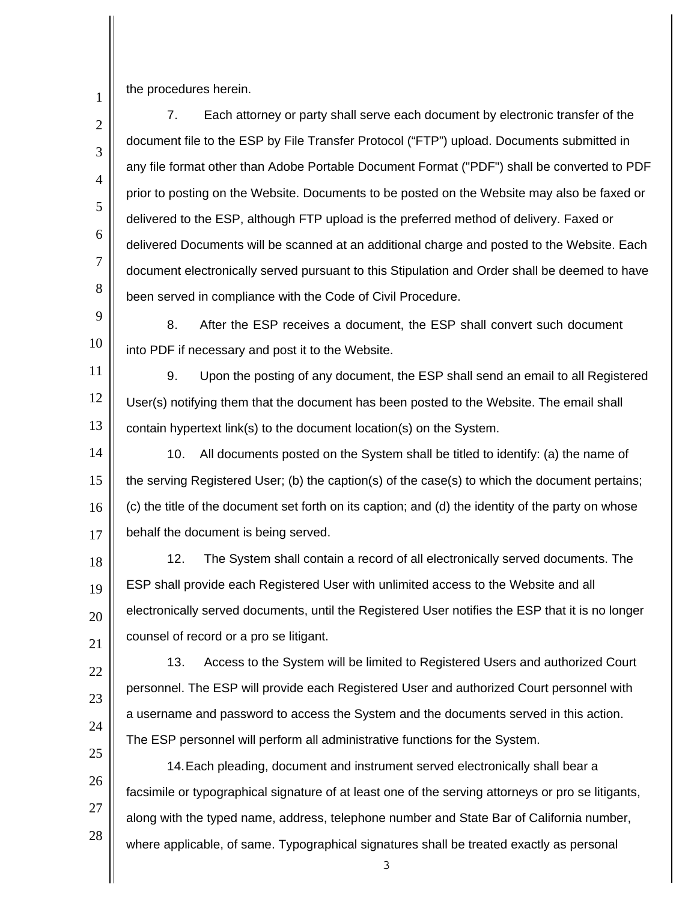the procedures herein.

7. Each attorney or party shall serve each document by electronic transfer of the document file to the ESP by File Transfer Protocol (“FTP”) upload. Documents submitted in any file format other than Adobe Portable Document Format ("PDF") shall be converted to PDF prior to posting on the Website. Documents to be posted on the Website may also be faxed or delivered to the ESP, although FTP upload is the preferred method of delivery. Faxed or delivered Documents will be scanned at an additional charge and posted to the Website. Each document electronically served pursuant to this Stipulation and Order shall be deemed to have been served in compliance with the Code of Civil Procedure.

8. After the ESP receives a document, the ESP shall convert such document into PDF if necessary and post it to the Website.

9. Upon the posting of any document, the ESP shall send an email to all Registered User(s) notifying them that the document has been posted to the Website. The email shall contain hypertext link(s) to the document location(s) on the System.

10. All documents posted on the System shall be titled to identify: (a) the name of the serving Registered User; (b) the caption(s) of the case(s) to which the document pertains; (c) the title of the document set forth on its caption; and (d) the identity of the party on whose behalf the document is being served.

12. The System shall contain a record of all electronically served documents. The ESP shall provide each Registered User with unlimited access to the Website and all electronically served documents, until the Registered User notifies the ESP that it is no longer counsel of record or a pro se litigant.

13. Access to the System will be limited to Registered Users and authorized Court personnel. The ESP will provide each Registered User and authorized Court personnel with a username and password to access the System and the documents served in this action. The ESP personnel will perform all administrative functions for the System.

14. Each pleading, document and instrument served electronically shall bear a facsimile or typographical signature of at least one of the serving attorneys or pro se litigants, along with the typed name, address, telephone number and State Bar of California number, where applicable, of same. Typographical signatures shall be treated exactly as personal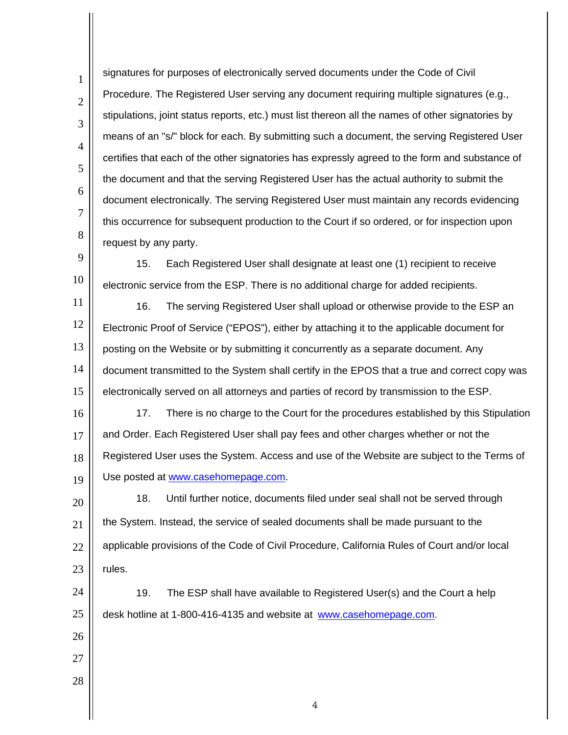signatures for purposes of electronically served documents under the Code of Civil Procedure. The Registered User serving any document requiring multiple signatures (e.g., stipulations, joint status reports, etc.) must list thereon all the names of other signatories by means of an "s/" block for each. By submitting such a document, the serving Registered User certifies that each of the other signatories has expressly agreed to the form and substance of the document and that the serving Registered User has the actual authority to submit the document electronically. The serving Registered User must maintain any records evidencing this occurrence for subsequent production to the Court if so ordered, or for inspection upon request by any party.

15. Each Registered User shall designate at least one (1) recipient to receive electronic service from the ESP. There is no additional charge for added recipients.

16. The serving Registered User shall upload or otherwise provide to the ESP an Electronic Proof of Service ("EPOS"), either by attaching it to the applicable document for posting on the Website or by submitting it concurrently as a separate document. Any document transmitted to the System shall certify in the EPOS that a true and correct copy was electronically served on all attorneys and parties of record by transmission to the ESP.

17. There is no charge to the Court for the procedures established by this Stipulation and Order. Each Registered User shall pay fees and other charges whether or not the Registered User uses the System. Access and use of the Website are subject to the Terms of Use posted at www.casehomepage.com.

18. Until further notice, documents filed under seal shall not be served through the System. Instead, the service of sealed documents shall be made pursuant to the applicable provisions of the Code of Civil Procedure, California Rules of Court and/or local rules.

19. The ESP shall have available to Registered User(s) and the Court a help desk hotline at 1-800-416-4135 and website at www.casehomepage.com.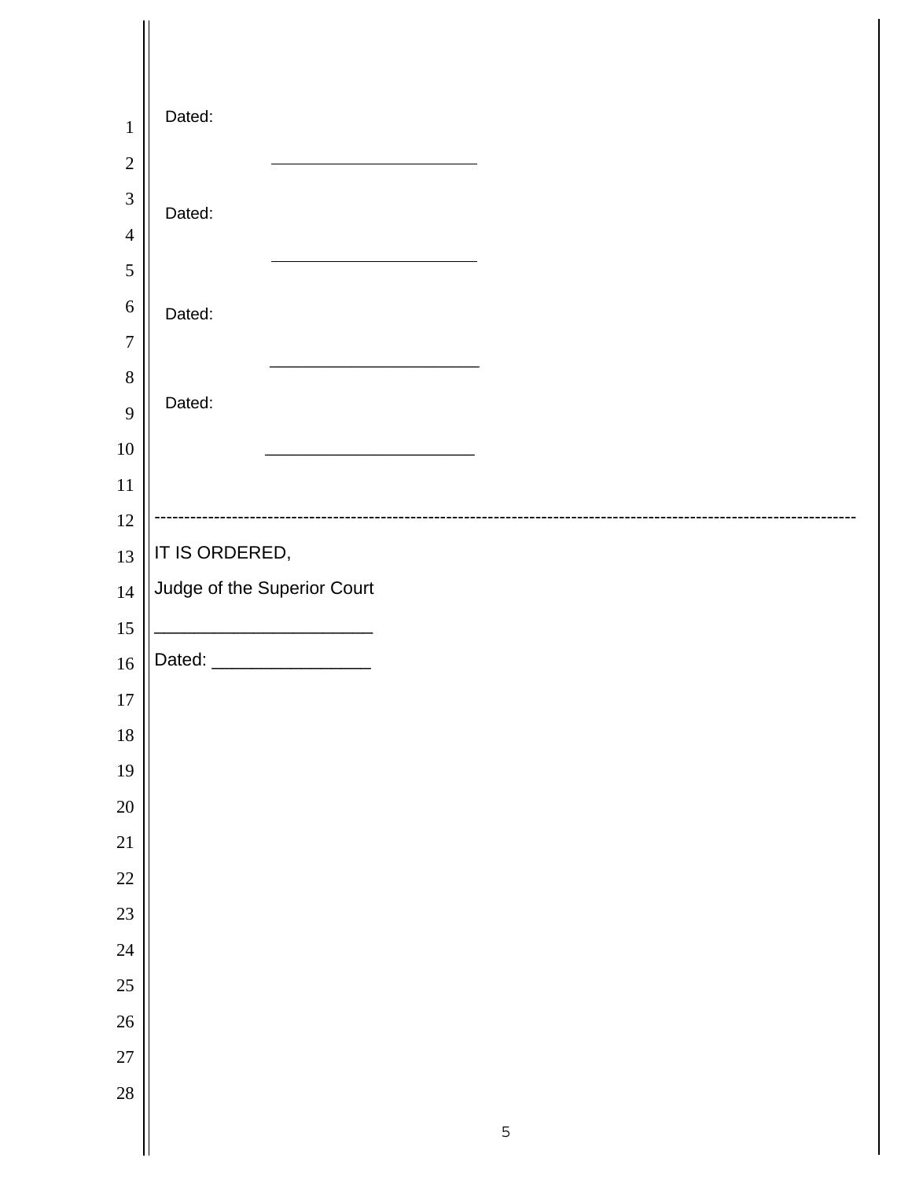Dated:

______________________

Dated:

______________________

Dated:

______________________

Dated:

______________________

---

IT IS ORDERED,

Judge of the Superior Court

______________________

Dated: ________________